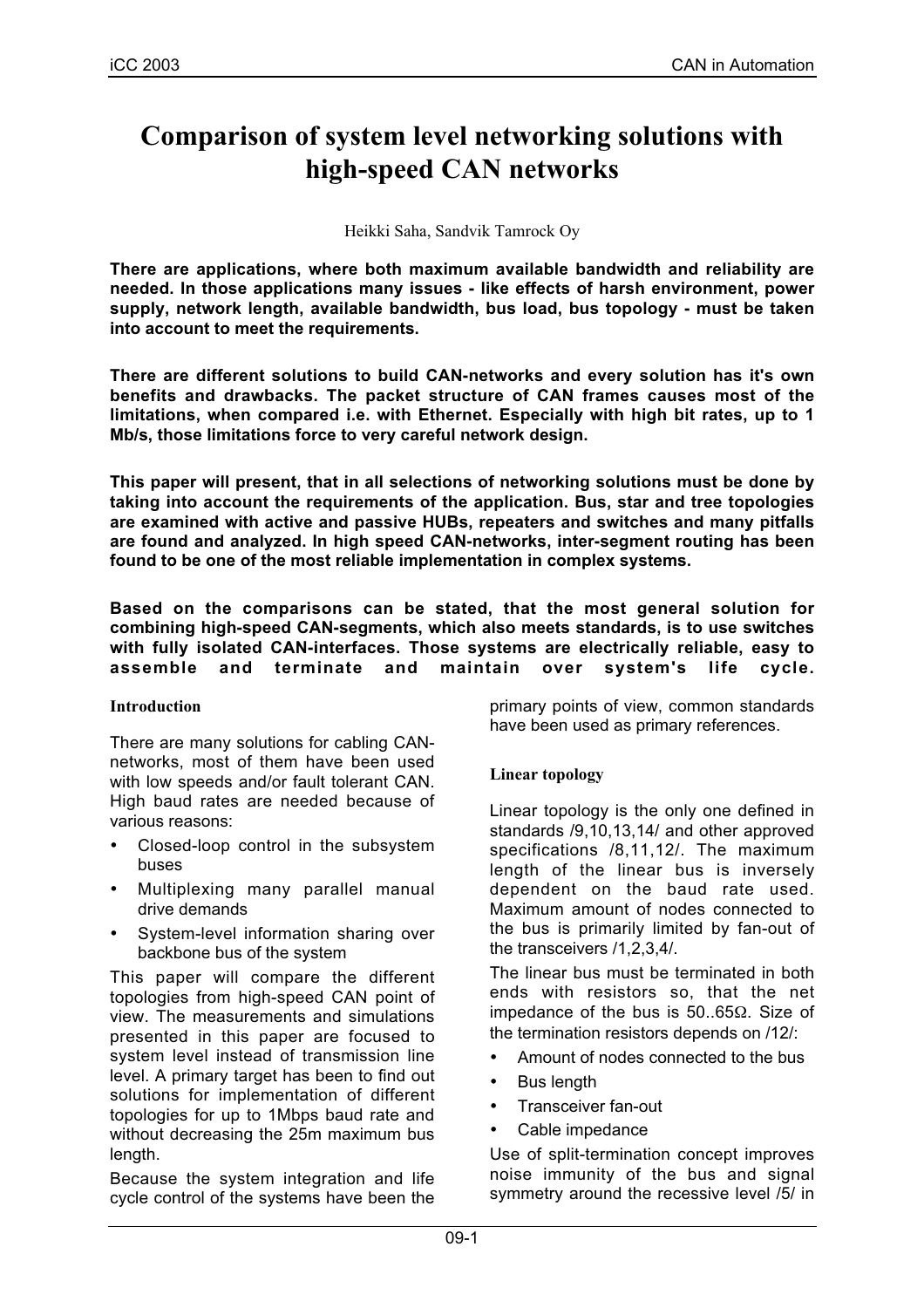# Comparison of system level networking solutions with high-speed CAN networks

Heikki Saha, Sandvik Tamrock Oy

**There are applications, where both maximum available bandwidth and reliability are needed. In those applications many issues - like effects of harsh environment, power supply, network length, available bandwidth, bus load, bus topology - must be taken into account to meet the requirements.**

**There are different solutions to build CAN-networks and every solution has it's own benefits and drawbacks. The packet structure of CAN frames causes most of the limitations, when compared i.e. with Ethernet. Especially with high bit rates, up to 1 Mb/s, those limitations force to very careful network design.**

**This paper will present, that in all selections of networking solutions must be done by taking into account the requirements of the application. Bus, star and tree topologies are examined with active and passive HUBs, repeaters and switches and many pitfalls are found and analyzed. In high speed CAN-networks, inter-segment routing has been found to be one of the most reliable implementation in complex systems.**

**Based on the comparisons can be stated, that the most general solution for combining high-speed CAN-segments, which also meets standards, is to use switches with fully isolated CAN-interfaces. Those systems are electrically reliable, easy to assemble and terminate and maintain over system's life cycle.**

## Introduction

There are many solutions for cabling CAN-networks, most of them have been used with low speeds and/or fault tolerant CAN. High baud rates are needed because of various reasons:

- Closed-loop control in the subsystem buses
- Multiplexing many parallel manual drive demands
- System-level information sharing over backbone bus of the system

This paper will compare the different topologies from high-speed CAN point of view. The measurements and simulations presented in this paper are focused to system level instead of transmission line level. A primary target has been to find out solutions for implementation of different topologies for up to 1Mbps baud rate and without decreasing the 25m maximum bus length.

Because the system integration and life cycle control of the systems have been the primary points of view, common standards have been used as primary references.

## Linear topology

Linear topology is the only one defined in standards /9,10,13,14/ and other approved specifications /8,11,12/. The maximum length of the linear bus is inversely dependent on the baud rate used. Maximum amount of nodes connected to the bus is primarily limited by fan-out of the transceivers /1,2,3,4/.

The linear bus must be terminated in both ends with resistors so, that the net impedance of the bus is 50..65Ω. Size of the termination resistors depends on /12/:

- Amount of nodes connected to the bus
- Bus length
- Transceiver fan-out
- Cable impedance

Use of split-termination concept improves noise immunity of the bus and signal symmetry around the recessive level /5/ in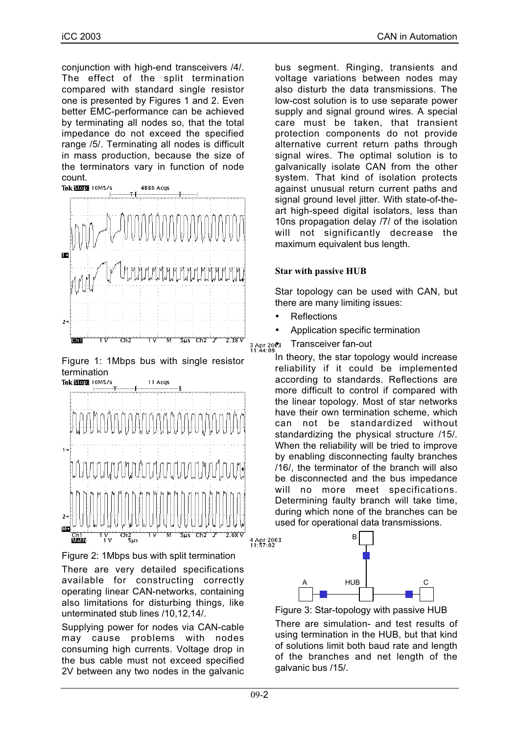conjunction with high-end transceivers /4/. The effect of the split termination compared with standard single resistor one is presented by Figures 1 and 2. Even better EMC-performance can be achieved by terminating all nodes so, that the total impedance do not exceed the specified range /5/. Terminating all nodes is difficult in mass production, because the size of the terminators vary in function of node count.

Figure 1: 1Mbps bus with single resistor termination

Figure 2: 1Mbps bus with split termination

There are very detailed specifications available for constructing correctly operating linear CAN-networks, containing also limitations for disturbing things, like unterminated stub lines /10,12,14/.

Supplying power for nodes via CAN-cable may cause problems with nodes consuming high currents. Voltage drop in the bus cable must not exceed specified 2V between any two nodes in the galvanic bus segment. Ringing, transients and voltage variations between nodes may also disturb the data transmissions. The low-cost solution is to use separate power supply and signal ground wires. A special care must be taken, that transient protection components do not provide alternative current return paths through signal wires. The optimal solution is to galvanically isolate CAN from the other system. That kind of isolation protects against unusual return current paths and signal ground level jitter. With state-of-the-art high-speed digital isolators, less than 10ns propagation delay /7/ of the isolation will not significantly decrease the maximum equivalent bus length.

### Star with passive HUB

Star topology can be used with CAN, but there are many limiting issues:

- Reflections
- Application specific termination
- Transceiver fan-out

In theory, the star topology would increase reliability if it could be implemented according to standards. Reflections are more difficult to control if compared with the linear topology. Most of star networks have their own termination scheme, which can not be standardized without standardizing the physical structure /15/. When the reliability will be tried to improve by enabling disconnecting faulty branches /16/, the terminator of the branch will also be disconnected and the bus impedance will no more meet specifications. Determining faulty branch will take time, during which none of the branches can be used for operational data transmissions.

Figure 3: Star-topology with passive HUB

There are simulation- and test results of using termination in the HUB, but that kind of solutions limit both baud rate and length of the branches and net length of the galvanic bus /15/.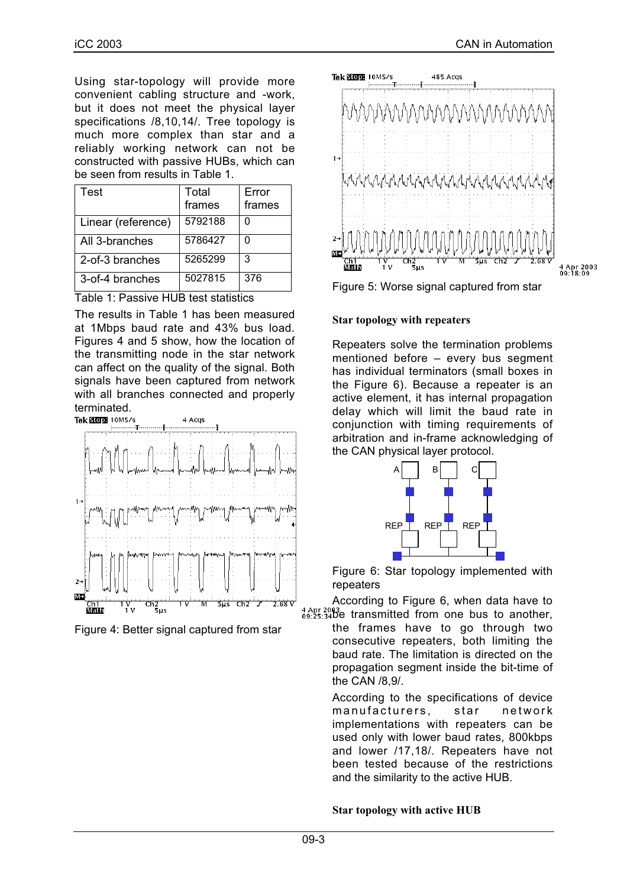Using star-topology will provide more convenient cabling structure and -work, but it does not meet the physical layer specifications /8,10,14/. Tree topology is much more complex than star and a reliably working network can not be constructed with passive HUBs, which can be seen from results in Table 1.

| Test | Total frames | Error frames |
|---|---|---|
| Linear (reference) | 5792188 | 0 |
| All 3-branches | 5786427 | 0 |
| 2-of-3 branches | 5265299 | 3 |
| 3-of-4 branches | 5027815 | 376 |

Table 1: Passive HUB test statistics

The results in Table 1 has been measured at 1Mbps baud rate and 43% bus load. Figures 4 and 5 show, how the location of the transmitting node in the star network can affect on the quality of the signal. Both signals have been captured from network with all branches connected and properly terminated.

Figure 4: Better signal captured from star

Figure 5: Worse signal captured from star

### Star topology with repeaters

Repeaters solve the termination problems mentioned before – every bus segment has individual terminators (small boxes in the Figure 6). Because a repeater is an active element, it has internal propagation delay which will limit the baud rate in conjunction with timing requirements of arbitration and in-frame acknowledging of the CAN physical layer protocol.

Figure 6: Star topology implemented with repeaters

According to Figure 6, when data have to be transmitted from one bus to another, the frames have to go through two consecutive repeaters, both limiting the baud rate. The limitation is directed on the propagation segment inside the bit-time of the CAN /8,9/.

According to the specifications of device manufacturers, star network implementations with repeaters can be used only with lower baud rates, 800kbps and lower /17,18/. Repeaters have not been tested because of the restrictions and the similarity to the active HUB.

### Star topology with active HUB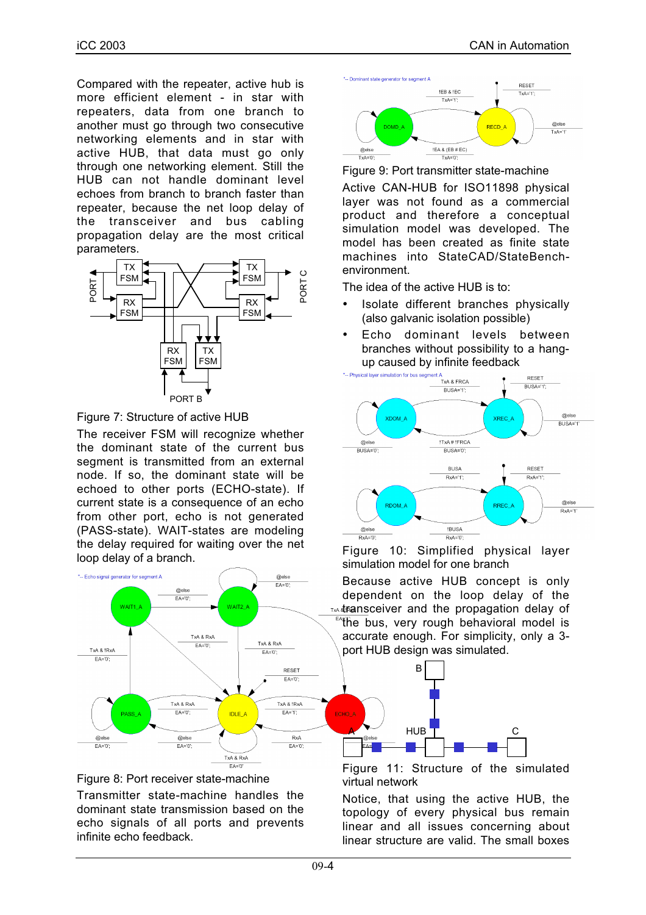Compared with the repeater, active hub is more efficient element - in star with repeaters, data from one branch to another must go through two consecutive networking elements and in star with active HUB, that data must go only through one networking element. Still the HUB can not handle dominant level echoes from branch to branch faster than repeater, because the net loop delay of the transceiver and bus cabling propagation delay are the most critical parameters.

Figure 7: Structure of active HUB

The receiver FSM will recognize whether the dominant state of the current bus segment is transmitted from an external node. If so, the dominant state will be echoed to other ports (ECHO-state). If current state is a consequence of an echo from other port, echo is not generated (PASS-state). WAIT-states are modeling the delay required for waiting over the net loop delay of a branch.

Figure 8: Port receiver state-machine

Transmitter state-machine handles the dominant state transmission based on the echo signals of all ports and prevents infinite echo feedback.

Figure 9: Port transmitter state-machine

Active CAN-HUB for ISO11898 physical layer was not found as a commercial product and therefore a conceptual simulation model was developed. The model has been created as finite state machines into StateCAD/StateBench-environment.

The idea of the active HUB is to:

- Isolate different branches physically (also galvanic isolation possible)
- Echo dominant levels between branches without possibility to a hang-up caused by infinite feedback

Figure 10: Simplified physical layer simulation model for one branch

Because active HUB concept is only dependent on the loop delay of the transceiver and the propagation delay of the bus, very rough behavioral model is accurate enough. For simplicity, only a 3-port HUB design was simulated.

Figure 11: Structure of the simulated virtual network

Notice, that using the active HUB, the topology of every physical bus remain linear and all issues concerning about linear structure are valid. The small boxes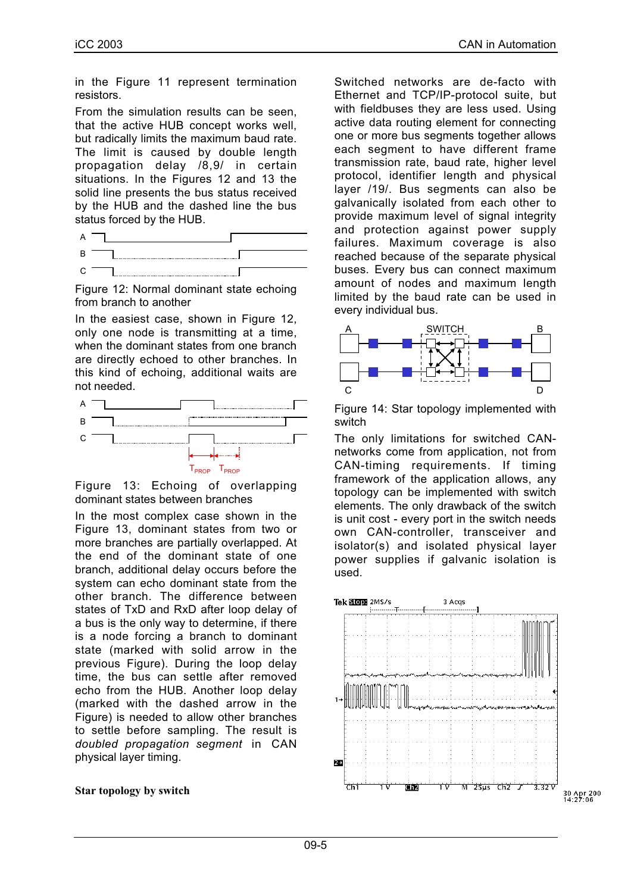in the Figure 11 represent termination resistors.

From the simulation results can be seen, that the active HUB concept works well, but radically limits the maximum baud rate. The limit is caused by double length propagation delay /8,9/ in certain situations. In the Figures 12 and 13 the solid line presents the bus status received by the HUB and the dashed line the bus status forced by the HUB.

Figure 12: Normal dominant state echoing from branch to another

In the easiest case, shown in Figure 12, only one node is transmitting at a time, when the dominant states from one branch are directly echoed to other branches. In this kind of echoing, additional waits are not needed.

Figure 13: Echoing of overlapping dominant states between branches

In the most complex case shown in the Figure 13, dominant states from two or more branches are partially overlapped. At the end of the dominant state of one branch, additional delay occurs before the system can echo dominant state from the other branch. The difference between states of TxD and RxD after loop delay of a bus is the only way to determine, if there is a node forcing a branch to dominant state (marked with solid arrow in the previous Figure). During the loop delay time, the bus can settle after removed echo from the HUB. Another loop delay (marked with the dashed arrow in the Figure) is needed to allow other branches to settle before sampling. The result is *doubled propagation segment* in CAN physical layer timing.

**Star topology by switch**

Switched networks are de-facto with Ethernet and TCP/IP-protocol suite, but with fieldbuses they are less used. Using active data routing element for connecting one or more bus segments together allows each segment to have different frame transmission rate, baud rate, higher level protocol, identifier length and physical layer /19/. Bus segments can also be galvanically isolated from each other to provide maximum level of signal integrity and protection against power supply failures. Maximum coverage is also reached because of the separate physical buses. Every bus can connect maximum amount of nodes and maximum length limited by the baud rate can be used in every individual bus.

Figure 14: Star topology implemented with switch

The only limitations for switched CAN-networks come from application, not from CAN-timing requirements. If timing framework of the application allows, any topology can be implemented with switch elements. The only drawback of the switch is unit cost - every port in the switch needs own CAN-controller, transceiver and isolator(s) and isolated physical layer power supplies if galvanic isolation is used.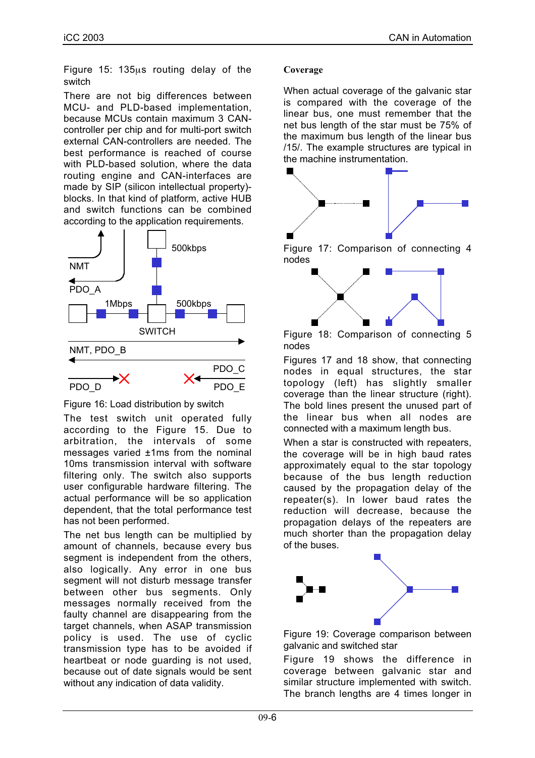Figure 15: 135μs routing delay of the switch

There are not big differences between MCU- and PLD-based implementation, because MCUs contain maximum 3 CAN-controller per chip and for multi-port switch external CAN-controllers are needed. The best performance is reached of course with PLD-based solution, where the data routing engine and CAN-interfaces are made by SIP (silicon intellectual property)-blocks. In that kind of platform, active HUB and switch functions can be combined according to the application requirements.

NMT
PDO_A
500kbps
1Mbps
500kbps
SWITCH
NMT, PDO_B
PDO_C
PDO_D
PDO_E

Figure 16: Load distribution by switch

The test switch unit operated fully according to the Figure 15. Due to arbitration, the intervals of some messages varied ±1ms from the nominal 10ms transmission interval with software filtering only. The switch also supports user configurable hardware filtering. The actual performance will be so application dependent, that the total performance test has not been performed.

The net bus length can be multiplied by amount of channels, because every bus segment is independent from the others, also logically. Any error in one bus segment will not disturb message transfer between other bus segments. Only messages normally received from the faulty channel are disappearing from the target channels, when ASAP transmission policy is used. The use of cyclic transmission type has to be avoided if heartbeat or node guarding is not used, because out of date signals would be sent without any indication of data validity.

**Coverage**

When actual coverage of the galvanic star is compared with the coverage of the linear bus, one must remember that the net bus length of the star must be 75% of the maximum bus length of the linear bus /15/. The example structures are typical in the machine instrumentation.

Figure 17: Comparison of connecting 4 nodes

Figure 18: Comparison of connecting 5 nodes

Figures 17 and 18 show, that connecting nodes in equal structures, the star topology (left) has slightly smaller coverage than the linear structure (right). The bold lines present the unused part of the linear bus when all nodes are connected with a maximum length bus.

When a star is constructed with repeaters, the coverage will be in high baud rates approximately equal to the star topology because of the bus length reduction caused by the propagation delay of the repeater(s). In lower baud rates the reduction will decrease, because the propagation delays of the repeaters are much shorter than the propagation delay of the buses.

Figure 19: Coverage comparison between galvanic and switched star

Figure 19 shows the difference in coverage between galvanic star and similar structure implemented with switch. The branch lengths are 4 times longer in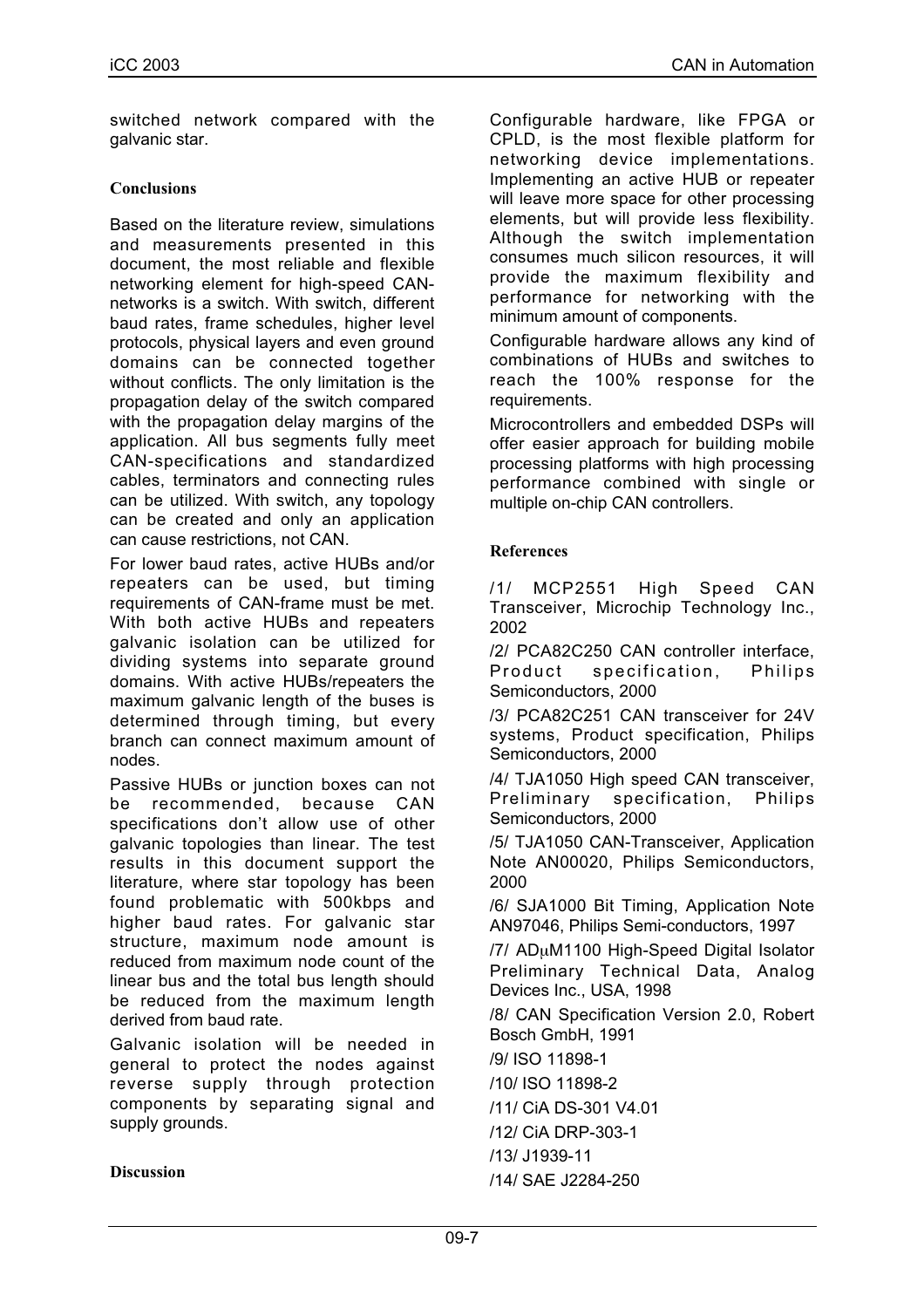switched network compared with the galvanic star.

## Conclusions

Based on the literature review, simulations and measurements presented in this document, the most reliable and flexible networking element for high-speed CAN-networks is a switch. With switch, different baud rates, frame schedules, higher level protocols, physical layers and even ground domains can be connected together without conflicts. The only limitation is the propagation delay of the switch compared with the propagation delay margins of the application. All bus segments fully meet CAN-specifications and standardized cables, terminators and connecting rules can be utilized. With switch, any topology can be created and only an application can cause restrictions, not CAN.

For lower baud rates, active HUBs and/or repeaters can be used, but timing requirements of CAN-frame must be met. With both active HUBs and repeaters galvanic isolation can be utilized for dividing systems into separate ground domains. With active HUBs/repeaters the maximum galvanic length of the buses is determined through timing, but every branch can connect maximum amount of nodes.

Passive HUBs or junction boxes can not be recommended, because CAN specifications don't allow use of other galvanic topologies than linear. The test results in this document support the literature, where star topology has been found problematic with 500kbps and higher baud rates. For galvanic star structure, maximum node amount is reduced from maximum node count of the linear bus and the total bus length should be reduced from the maximum length derived from baud rate.

Galvanic isolation will be needed in general to protect the nodes against reverse supply through protection components by separating signal and supply grounds.

## Discussion

Configurable hardware, like FPGA or CPLD, is the most flexible platform for networking device implementations. Implementing an active HUB or repeater will leave more space for other processing elements, but will provide less flexibility. Although the switch implementation consumes much silicon resources, it will provide the maximum flexibility and performance for networking with the minimum amount of components.

Configurable hardware allows any kind of combinations of HUBs and switches to reach the 100% response for the requirements.

Microcontrollers and embedded DSPs will offer easier approach for building mobile processing platforms with high processing performance combined with single or multiple on-chip CAN controllers.

## References

/1/ MCP2551 High Speed CAN Transceiver, Microchip Technology Inc., 2002

/2/ PCA82C250 CAN controller interface, Product specification, Philips Semiconductors, 2000

/3/ PCA82C251 CAN transceiver for 24V systems, Product specification, Philips Semiconductors, 2000

/4/ TJA1050 High speed CAN transceiver, Preliminary specification, Philips Semiconductors, 2000

/5/ TJA1050 CAN-Transceiver, Application Note AN00020, Philips Semiconductors, 2000

/6/ SJA1000 Bit Timing, Application Note AN97046, Philips Semi-conductors, 1997

/7/ ADμM1100 High-Speed Digital Isolator Preliminary Technical Data, Analog Devices Inc., USA, 1998

/8/ CAN Specification Version 2.0, Robert Bosch GmbH, 1991

/9/ ISO 11898-1

/10/ ISO 11898-2

/11/ CiA DS-301 V4.01

/12/ CiA DRP-303-1

/13/ J1939-11

/14/ SAE J2284-250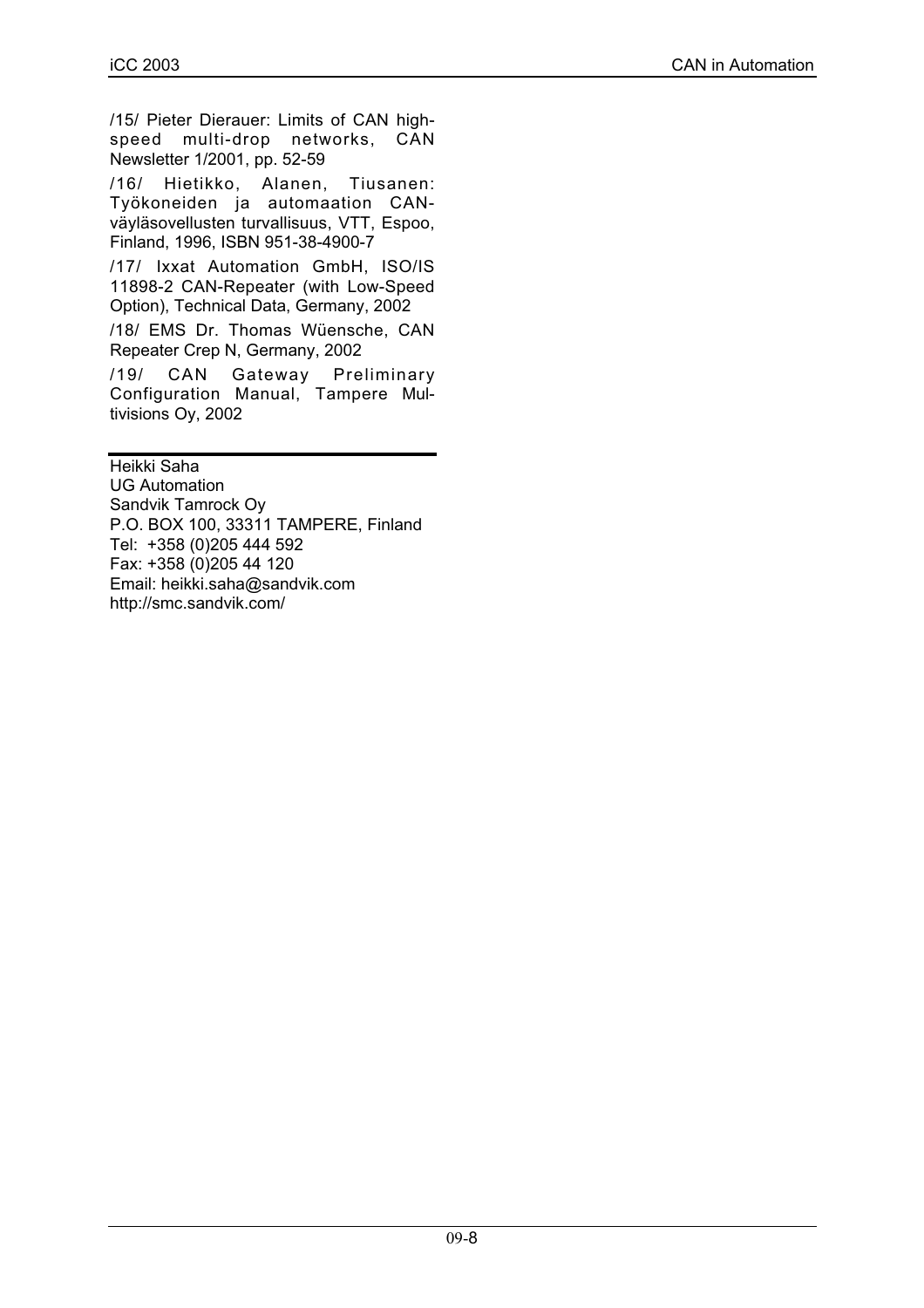/15/ Pieter Dierauer: Limits of CAN high-speed multi-drop networks, CAN Newsletter 1/2001, pp. 52-59

/16/ Hietikko, Alanen, Tiusanen: Työkoneiden ja automaation CAN-väyläsovellusten turvallisuus, VTT, Espoo, Finland, 1996, ISBN 951-38-4900-7

/17/ Ixxat Automation GmbH, ISO/IS 11898-2 CAN-Repeater (with Low-Speed Option), Technical Data, Germany, 2002

/18/ EMS Dr. Thomas Wüensche, CAN Repeater Crep N, Germany, 2002

/19/ CAN Gateway Preliminary Configuration Manual, Tampere Multivisions Oy, 2002

---

Heikki Saha
UG Automation
Sandvik Tamrock Oy
P.O. BOX 100, 33311 TAMPERE, Finland
Tel: +358 (0)205 444 592
Fax: +358 (0)205 44 120
Email: heikki.saha@sandvik.com
http://smc.sandvik.com/